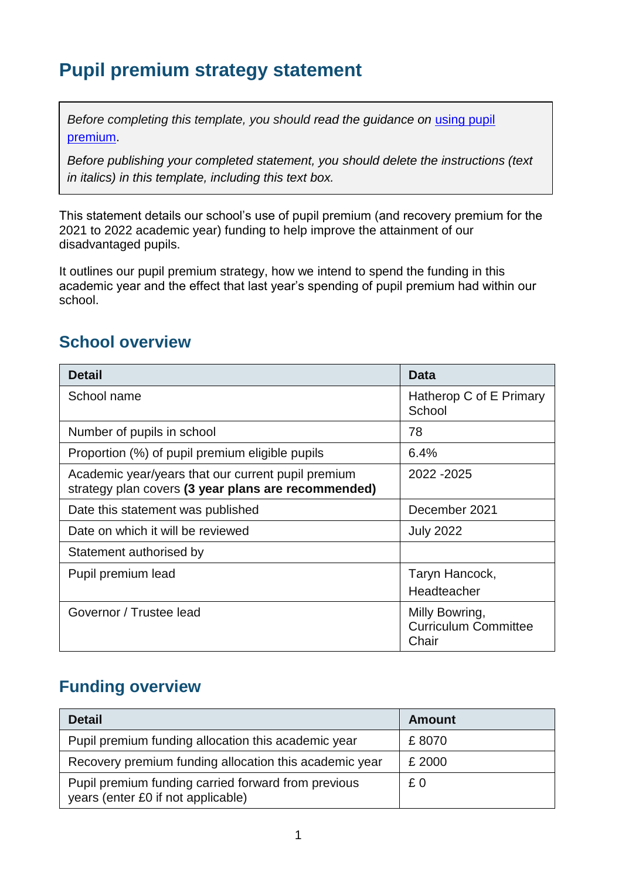# Pupil premium strategy statement

> *Before completing this template, you should read the guidance on [using pupil premium](using pupil premium).*
>
> *Before publishing your completed statement, you should delete the instructions (text in italics) in this template, including this text box.*

This statement details our school's use of pupil premium (and recovery premium for the 2021 to 2022 academic year) funding to help improve the attainment of our disadvantaged pupils.

It outlines our pupil premium strategy, how we intend to spend the funding in this academic year and the effect that last year's spending of pupil premium had within our school.

## School overview

| Detail | Data |
|---|---|
| School name | Hatherop C of E Primary School |
| Number of pupils in school | 78 |
| Proportion (%) of pupil premium eligible pupils | 6.4% |
| Academic year/years that our current pupil premium strategy plan covers **(3 year plans are recommended)** | 2022 -2025 |
| Date this statement was published | December 2021 |
| Date on which it will be reviewed | July 2022 |
| Statement authorised by | |
| Pupil premium lead | Taryn Hancock, Headteacher |
| Governor / Trustee lead | Milly Bowring, Curriculum Committee Chair |

## Funding overview

| Detail | Amount |
|---|---|
| Pupil premium funding allocation this academic year | £ 8070 |
| Recovery premium funding allocation this academic year | £ 2000 |
| Pupil premium funding carried forward from previous years (enter £0 if not applicable) | £ 0 |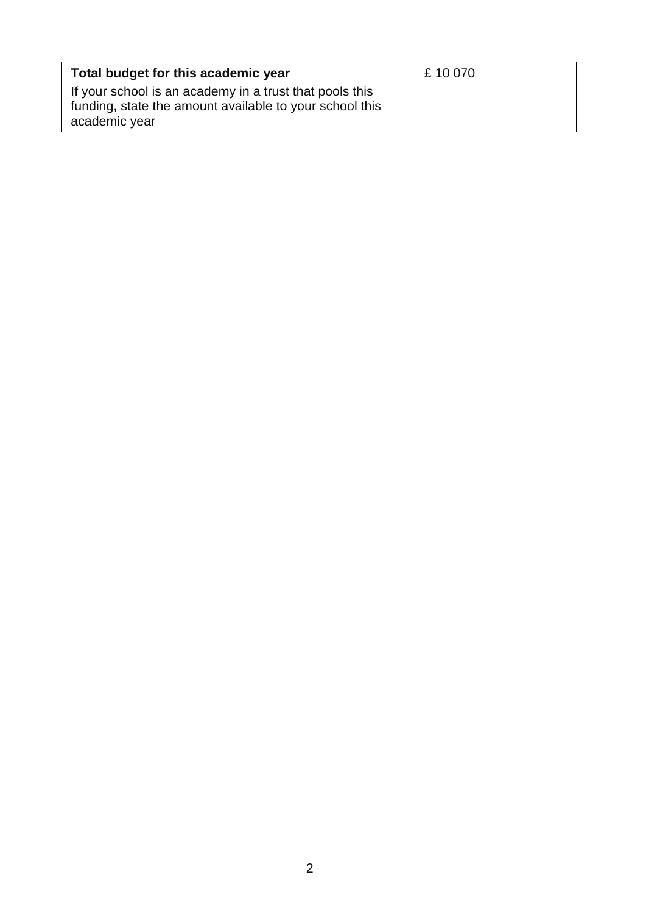| **Total budget for this academic year**<br>If your school is an academy in a trust that pools this funding, state the amount available to your school this academic year | £ 10 070 |
|---|---|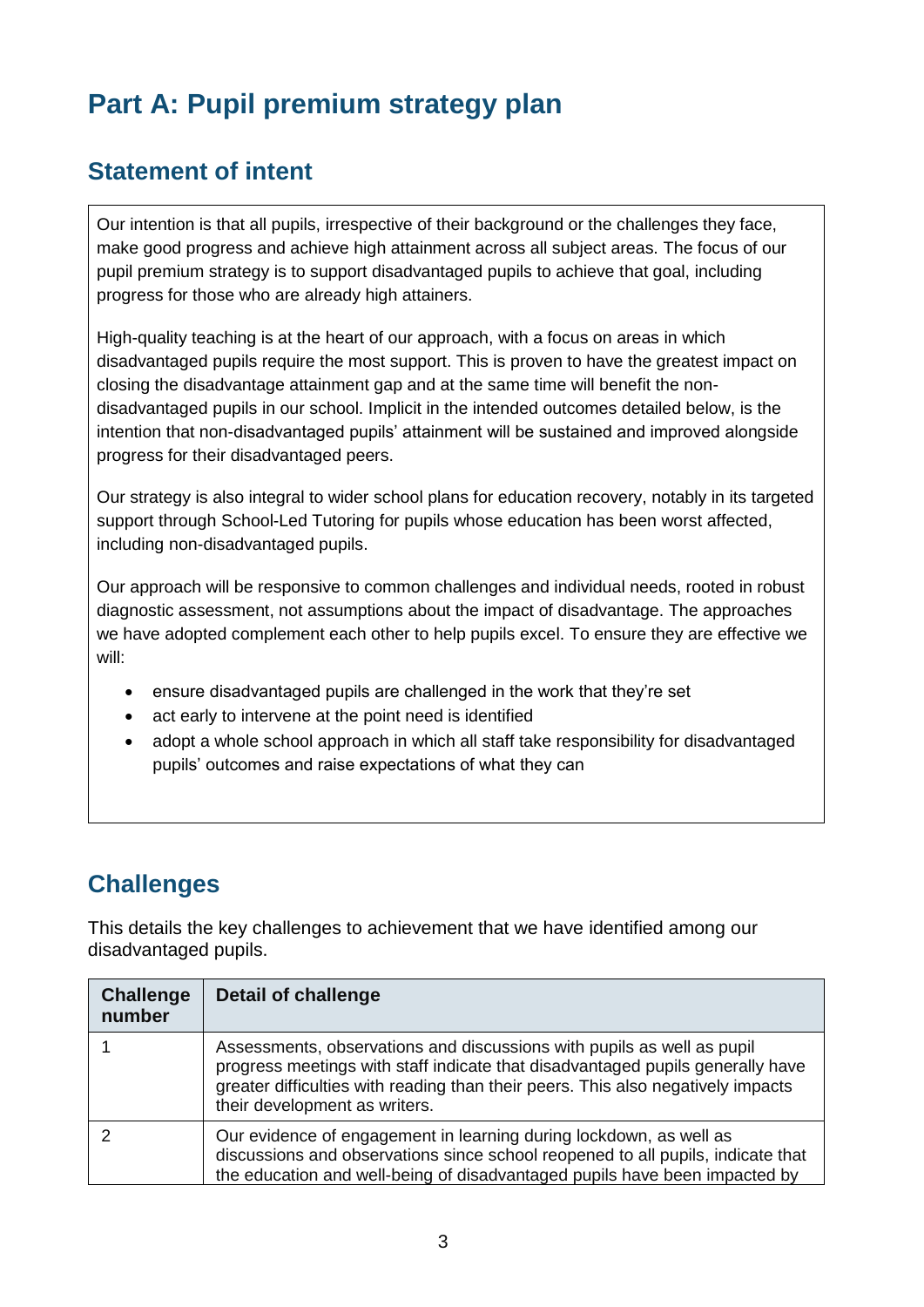# Part A: Pupil premium strategy plan

## Statement of intent

Our intention is that all pupils, irrespective of their background or the challenges they face, make good progress and achieve high attainment across all subject areas. The focus of our pupil premium strategy is to support disadvantaged pupils to achieve that goal, including progress for those who are already high attainers.

High-quality teaching is at the heart of our approach, with a focus on areas in which disadvantaged pupils require the most support. This is proven to have the greatest impact on closing the disadvantage attainment gap and at the same time will benefit the non-disadvantaged pupils in our school. Implicit in the intended outcomes detailed below, is the intention that non-disadvantaged pupils' attainment will be sustained and improved alongside progress for their disadvantaged peers.

Our strategy is also integral to wider school plans for education recovery, notably in its targeted support through School-Led Tutoring for pupils whose education has been worst affected, including non-disadvantaged pupils.

Our approach will be responsive to common challenges and individual needs, rooted in robust diagnostic assessment, not assumptions about the impact of disadvantage. The approaches we have adopted complement each other to help pupils excel. To ensure they are effective we will:

- ensure disadvantaged pupils are challenged in the work that they're set
- act early to intervene at the point need is identified
- adopt a whole school approach in which all staff take responsibility for disadvantaged pupils' outcomes and raise expectations of what they can

## Challenges

This details the key challenges to achievement that we have identified among our disadvantaged pupils.

| Challenge number | Detail of challenge |
|---|---|
| 1 | Assessments, observations and discussions with pupils as well as pupil progress meetings with staff indicate that disadvantaged pupils generally have greater difficulties with reading than their peers. This also negatively impacts their development as writers. |
| 2 | Our evidence of engagement in learning during lockdown, as well as discussions and observations since school reopened to all pupils, indicate that the education and well-being of disadvantaged pupils have been impacted by |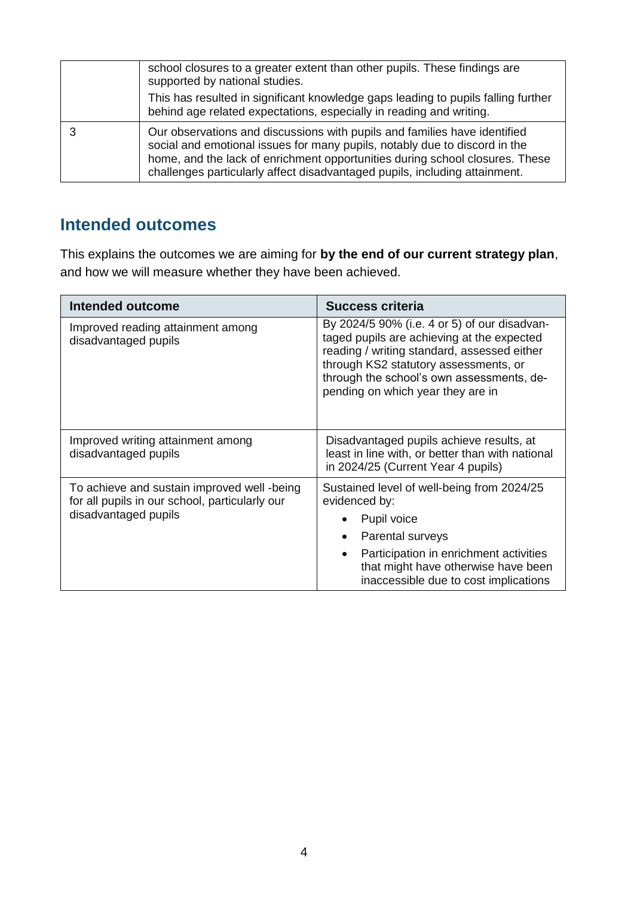| | |
|---|---|
| | school closures to a greater extent than other pupils. These findings are supported by national studies.<br>This has resulted in significant knowledge gaps leading to pupils falling further behind age related expectations, especially in reading and writing. |
| 3 | Our observations and discussions with pupils and families have identified social and emotional issues for many pupils, notably due to discord in the home, and the lack of enrichment opportunities during school closures. These challenges particularly affect disadvantaged pupils, including attainment. |

## Intended outcomes

This explains the outcomes we are aiming for **by the end of our current strategy plan**, and how we will measure whether they have been achieved.

| Intended outcome | Success criteria |
|---|---|
| Improved reading attainment among disadvantaged pupils | By 2024/5 90% (i.e. 4 or 5) of our disadvantaged pupils are achieving at the expected reading / writing standard, assessed either through KS2 statutory assessments, or through the school's own assessments, depending on which year they are in |
| Improved writing attainment among disadvantaged pupils | Disadvantaged pupils achieve results, at least in line with, or better than with national in 2024/25 (Current Year 4 pupils) |
| To achieve and sustain improved well -being for all pupils in our school, particularly our disadvantaged pupils | Sustained level of well-being from 2024/25 evidenced by:<br>• Pupil voice<br>• Parental surveys<br>• Participation in enrichment activities that might have otherwise have been inaccessible due to cost implications |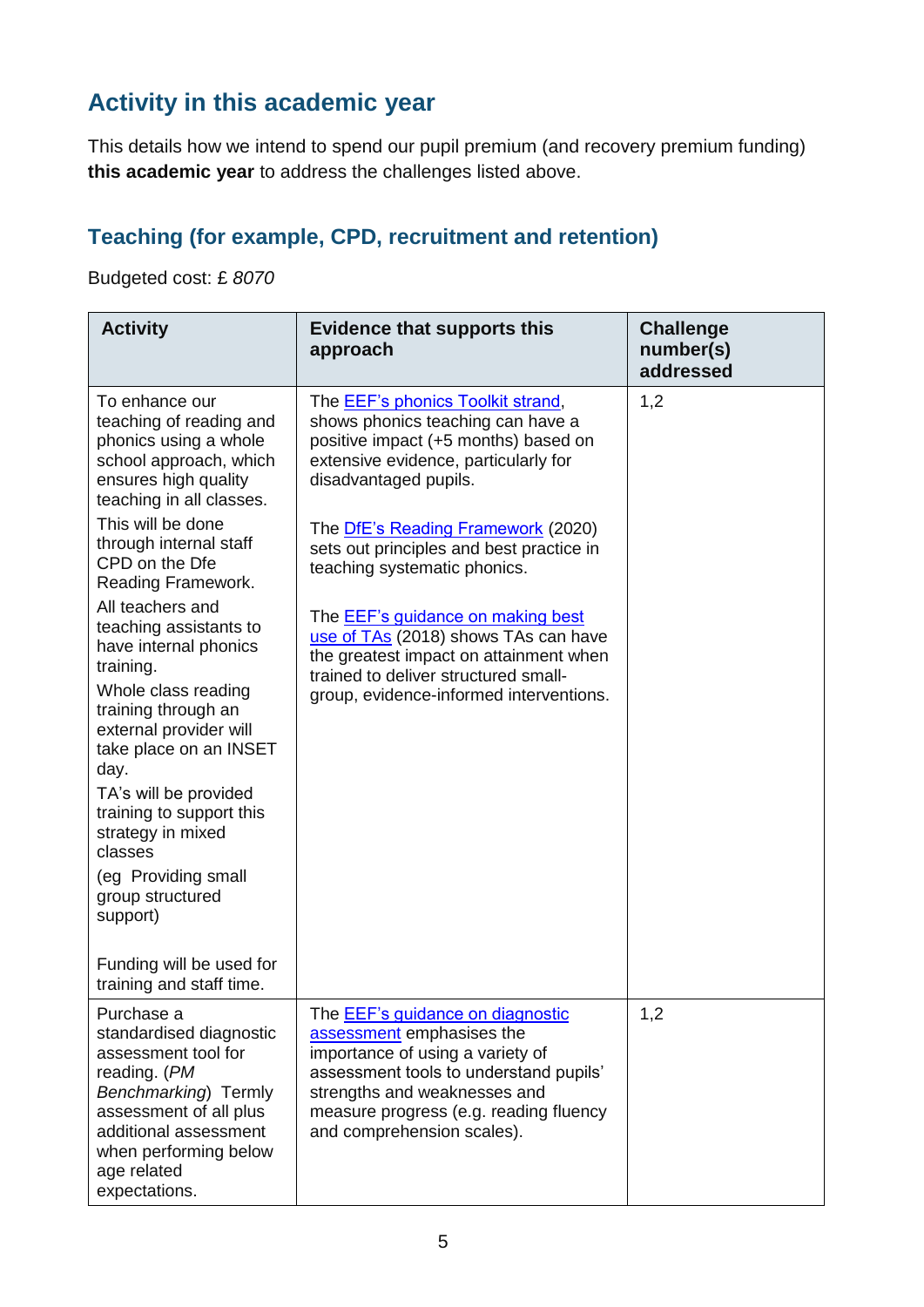## Activity in this academic year

This details how we intend to spend our pupil premium (and recovery premium funding) **this academic year** to address the challenges listed above.

### Teaching (for example, CPD, recruitment and retention)

Budgeted cost: £ *8070*

| Activity | Evidence that supports this approach | Challenge number(s) addressed |
|---|---|---|
| To enhance our teaching of reading and phonics using a whole school approach, which ensures high quality teaching in all classes.<br>This will be done through internal staff CPD on the Dfe Reading Framework.<br>All teachers and teaching assistants to have internal phonics training.<br>Whole class reading training through an external provider will take place on an INSET day.<br>TA's will be provided training to support this strategy in mixed classes<br>(eg Providing small group structured support)<br><br>Funding will be used for training and staff time. | The EEF's phonics Toolkit strand, shows phonics teaching can have a positive impact (+5 months) based on extensive evidence, particularly for disadvantaged pupils.<br><br>The DfE's Reading Framework (2020) sets out principles and best practice in teaching systematic phonics.<br><br>The EEF's guidance on making best use of TAs (2018) shows TAs can have the greatest impact on attainment when trained to deliver structured small-group, evidence-informed interventions. | 1,2 |
| Purchase a standardised diagnostic assessment tool for reading. (*PM Benchmarking*) Termly assessment of all plus additional assessment when performing below age related expectations. | The EEF's guidance on diagnostic assessment emphasises the importance of using a variety of assessment tools to understand pupils' strengths and weaknesses and measure progress (e.g. reading fluency and comprehension scales). | 1,2 |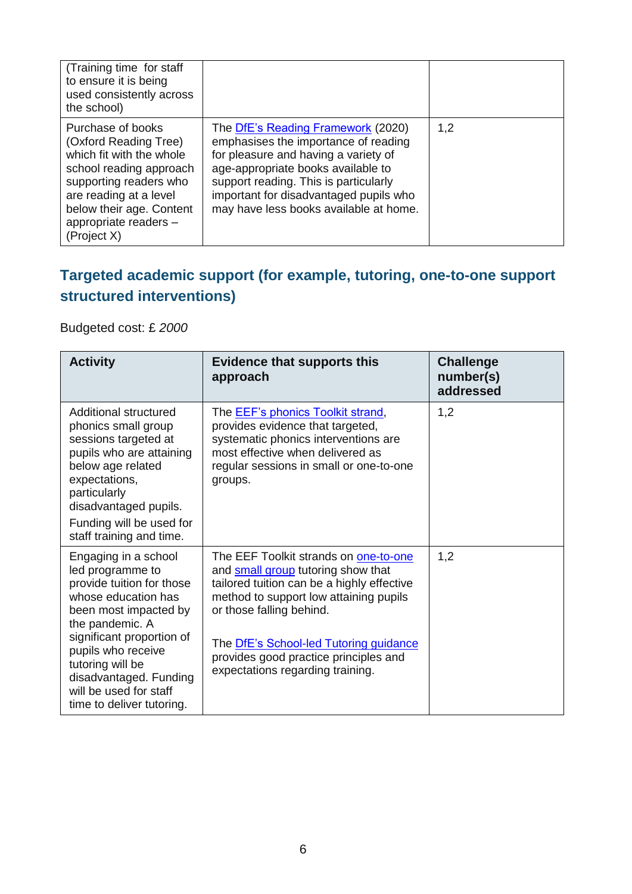| | | |
|---|---|---|
| (Training time for staff to ensure it is being used consistently across the school) | | |
| Purchase of books (Oxford Reading Tree) which fit with the whole school reading approach supporting readers who are reading at a level below their age. Content appropriate readers – (Project X) | The DfE's Reading Framework (2020) emphasises the importance of reading for pleasure and having a variety of age-appropriate books available to support reading. This is particularly important for disadvantaged pupils who may have less books available at home. | 1,2 |

## Targeted academic support (for example, tutoring, one-to-one support structured interventions)

Budgeted cost: £ *2000*

| Activity | Evidence that supports this approach | Challenge number(s) addressed |
|---|---|---|
| Additional structured phonics small group sessions targeted at pupils who are attaining below age related expectations, particularly disadvantaged pupils.<br>Funding will be used for staff training and time. | The EEF's phonics Toolkit strand, provides evidence that targeted, systematic phonics interventions are most effective when delivered as regular sessions in small or one-to-one groups. | 1,2 |
| Engaging in a school led programme to provide tuition for those whose education has been most impacted by the pandemic. A significant proportion of pupils who receive tutoring will be disadvantaged. Funding will be used for staff time to deliver tutoring. | The EEF Toolkit strands on one-to-one and small group tutoring show that tailored tuition can be a highly effective method to support low attaining pupils or those falling behind.<br><br>The DfE's School-led Tutoring guidance provides good practice principles and expectations regarding training. | 1,2 |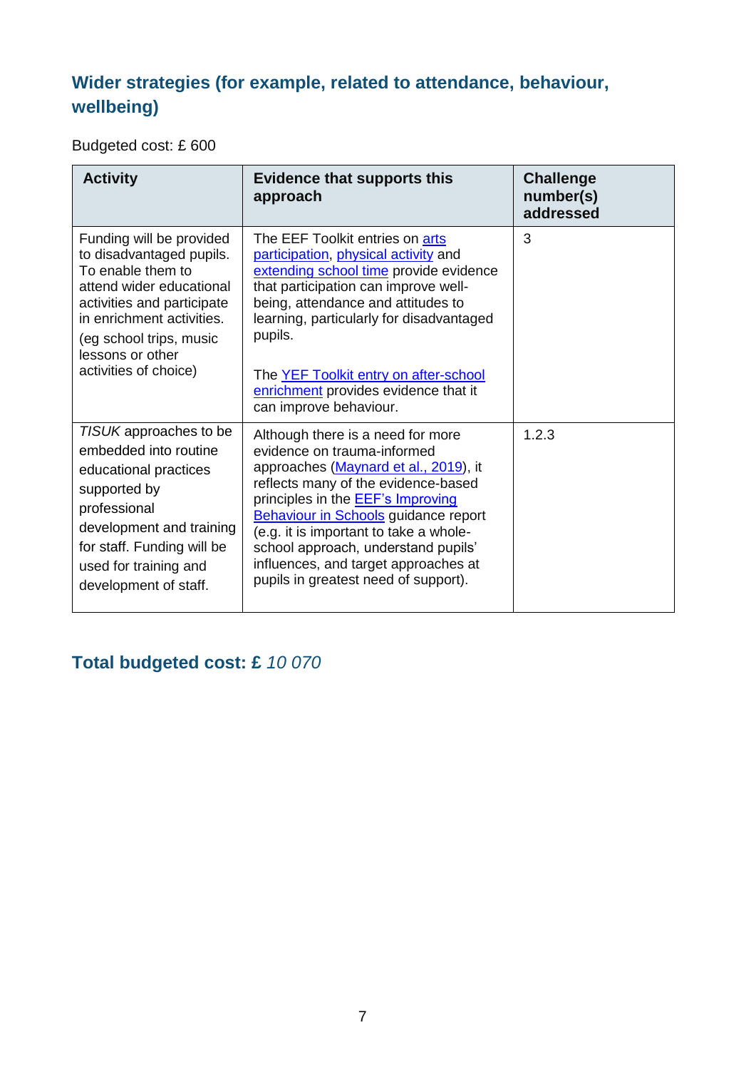## Wider strategies (for example, related to attendance, behaviour, wellbeing)

Budgeted cost: £ 600

| Activity | Evidence that supports this approach | Challenge number(s) addressed |
|---|---|---|
| Funding will be provided to disadvantaged pupils. To enable them to attend wider educational activities and participate in enrichment activities.<br>(eg school trips, music lessons or other activities of choice) | The EEF Toolkit entries on arts participation, physical activity and extending school time provide evidence that participation can improve well-being, attendance and attitudes to learning, particularly for disadvantaged pupils.<br><br>The YEF Toolkit entry on after-school enrichment provides evidence that it can improve behaviour. | 3 |
| *TISUK* approaches to be embedded into routine educational practices supported by professional development and training for staff. Funding will be used for training and development of staff. | Although there is a need for more evidence on trauma-informed approaches (Maynard et al., 2019), it reflects many of the evidence-based principles in the EEF's Improving Behaviour in Schools guidance report (e.g. it is important to take a whole-school approach, understand pupils' influences, and target approaches at pupils in greatest need of support). | 1.2.3 |

## Total budgeted cost: £ *10 070*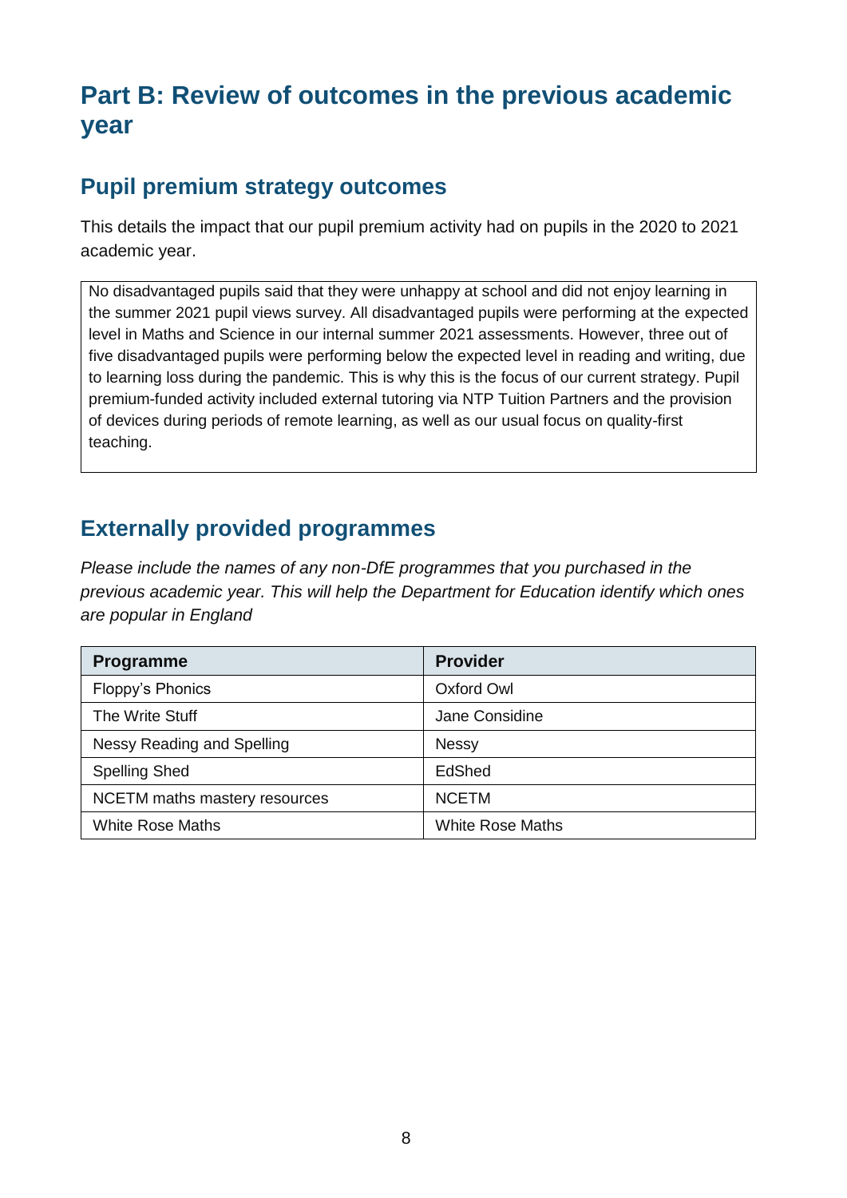# Part B: Review of outcomes in the previous academic year

## Pupil premium strategy outcomes

This details the impact that our pupil premium activity had on pupils in the 2020 to 2021 academic year.

No disadvantaged pupils said that they were unhappy at school and did not enjoy learning in the summer 2021 pupil views survey. All disadvantaged pupils were performing at the expected level in Maths and Science in our internal summer 2021 assessments. However, three out of five disadvantaged pupils were performing below the expected level in reading and writing, due to learning loss during the pandemic. This is why this is the focus of our current strategy. Pupil premium-funded activity included external tutoring via NTP Tuition Partners and the provision of devices during periods of remote learning, as well as our usual focus on quality-first teaching.

## Externally provided programmes

*Please include the names of any non-DfE programmes that you purchased in the previous academic year. This will help the Department for Education identify which ones are popular in England*

| Programme | Provider |
| --- | --- |
| Floppy's Phonics | Oxford Owl |
| The Write Stuff | Jane Considine |
| Nessy Reading and Spelling | Nessy |
| Spelling Shed | EdShed |
| NCETM maths mastery resources | NCETM |
| White Rose Maths | White Rose Maths |